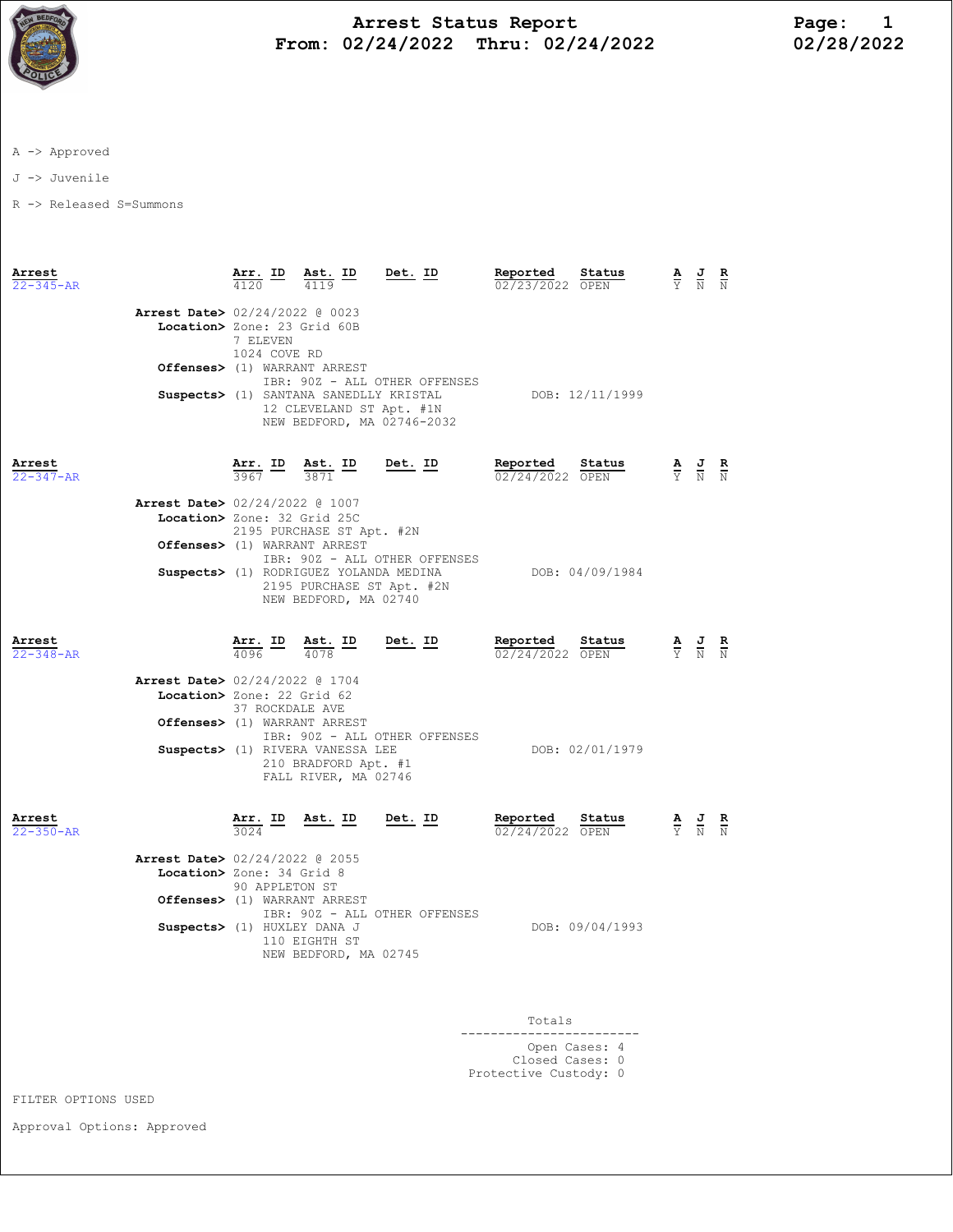# Arrest Status Report

**From: 02/24/2022 Thru: 02/24/2022**

02/28/2022

A -> Approved

J -> Juvenile

R -> Released S=Summons

| Arrest | Arr. ID | Ast. ID | Det. ID | Reported | Status | A | J | R |
|---|---|---|---|---|---|---|---|---|
| 22-345-AR | 4120 | 4119 | | 02/23/2022 | OPEN | Y | N | N |

**Arrest Date>** 02/24/2022 @ 0023
**Location>** Zone: 23 Grid 60B
7 ELEVEN
1024 COVE RD
**Offenses>** (1) WARRANT ARREST
IBR: 90Z - ALL OTHER OFFENSES
**Suspects>** (1) SANTANA SANEDLLY KRISTAL — DOB: 12/11/1999
12 CLEVELAND ST Apt. #1N
NEW BEDFORD, MA 02746-2032

| Arrest | Arr. ID | Ast. ID | Det. ID | Reported | Status | A | J | R |
|---|---|---|---|---|---|---|---|---|
| 22-347-AR | 3967 | 3871 | | 02/24/2022 | OPEN | Y | N | N |

**Arrest Date>** 02/24/2022 @ 1007
**Location>** Zone: 32 Grid 25C
2195 PURCHASE ST Apt. #2N
**Offenses>** (1) WARRANT ARREST
IBR: 90Z - ALL OTHER OFFENSES
**Suspects>** (1) RODRIGUEZ YOLANDA MEDINA — DOB: 04/09/1984
2195 PURCHASE ST Apt. #2N
NEW BEDFORD, MA 02740

| Arrest | Arr. ID | Ast. ID | Det. ID | Reported | Status | A | J | R |
|---|---|---|---|---|---|---|---|---|
| 22-348-AR | 4096 | 4078 | | 02/24/2022 | OPEN | Y | N | N |

**Arrest Date>** 02/24/2022 @ 1704
**Location>** Zone: 22 Grid 62
37 ROCKDALE AVE
**Offenses>** (1) WARRANT ARREST
IBR: 90Z - ALL OTHER OFFENSES
**Suspects>** (1) RIVERA VANESSA LEE — DOB: 02/01/1979
210 BRADFORD Apt. #1
FALL RIVER, MA 02746

| Arrest | Arr. ID | Ast. ID | Det. ID | Reported | Status | A | J | R |
|---|---|---|---|---|---|---|---|---|
| 22-350-AR | 3024 | | | 02/24/2022 | OPEN | Y | N | N |

**Arrest Date>** 02/24/2022 @ 2055
**Location>** Zone: 34 Grid 8
90 APPLETON ST
**Offenses>** (1) WARRANT ARREST
IBR: 90Z - ALL OTHER OFFENSES
**Suspects>** (1) HUXLEY DANA J — DOB: 09/04/1993
110 EIGHTH ST
NEW BEDFORD, MA 02745

**Totals**

Open Cases: 4
Closed Cases: 0
Protective Custody: 0

FILTER OPTIONS USED

Approval Options: Approved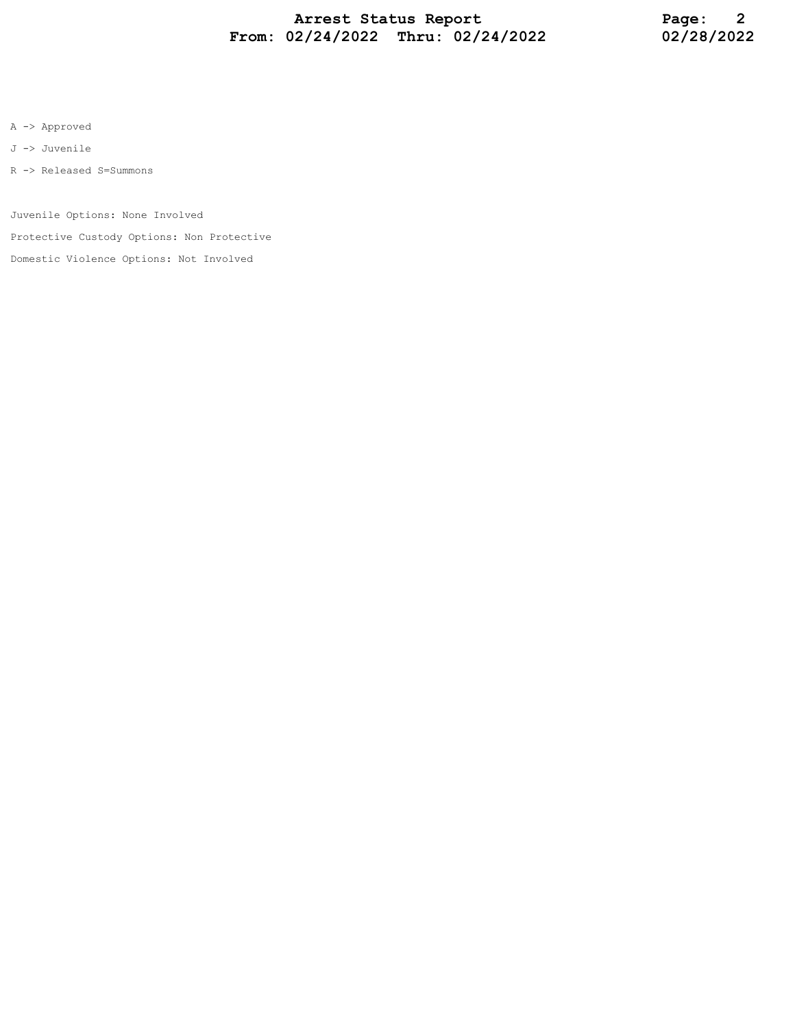A -> Approved

J -> Juvenile

R -> Released S=Summons

Juvenile Options: None Involved

Protective Custody Options: Non Protective

Domestic Violence Options: Not Involved